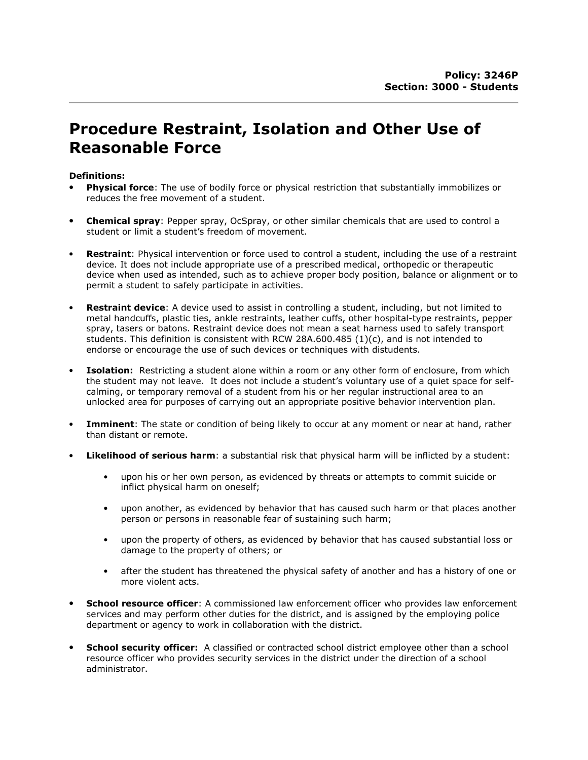**Policy: 3246P**
**Section: 3000 - Students**

# Procedure Restraint, Isolation and Other Use of Reasonable Force

**Definitions:**

- **Physical force**: The use of bodily force or physical restriction that substantially immobilizes or reduces the free movement of a student.
- **Chemical spray**: Pepper spray, OcSpray, or other similar chemicals that are used to control a student or limit a student's freedom of movement.
- **Restraint**: Physical intervention or force used to control a student, including the use of a restraint device. It does not include appropriate use of a prescribed medical, orthopedic or therapeutic device when used as intended, such as to achieve proper body position, balance or alignment or to permit a student to safely participate in activities.
- **Restraint device**: A device used to assist in controlling a student, including, but not limited to metal handcuffs, plastic ties, ankle restraints, leather cuffs, other hospital-type restraints, pepper spray, tasers or batons. Restraint device does not mean a seat harness used to safely transport students. This definition is consistent with RCW 28A.600.485 (1)(c), and is not intended to endorse or encourage the use of such devices or techniques with distudents.
- **Isolation:** Restricting a student alone within a room or any other form of enclosure, from which the student may not leave. It does not include a student's voluntary use of a quiet space for self-calming, or temporary removal of a student from his or her regular instructional area to an unlocked area for purposes of carrying out an appropriate positive behavior intervention plan.
- **Imminent**: The state or condition of being likely to occur at any moment or near at hand, rather than distant or remote.
- **Likelihood of serious harm**: a substantial risk that physical harm will be inflicted by a student:
  - upon his or her own person, as evidenced by threats or attempts to commit suicide or inflict physical harm on oneself;
  - upon another, as evidenced by behavior that has caused such harm or that places another person or persons in reasonable fear of sustaining such harm;
  - upon the property of others, as evidenced by behavior that has caused substantial loss or damage to the property of others; or
  - after the student has threatened the physical safety of another and has a history of one or more violent acts.
- **School resource officer**: A commissioned law enforcement officer who provides law enforcement services and may perform other duties for the district, and is assigned by the employing police department or agency to work in collaboration with the district.
- **School security officer:** A classified or contracted school district employee other than a school resource officer who provides security services in the district under the direction of a school administrator.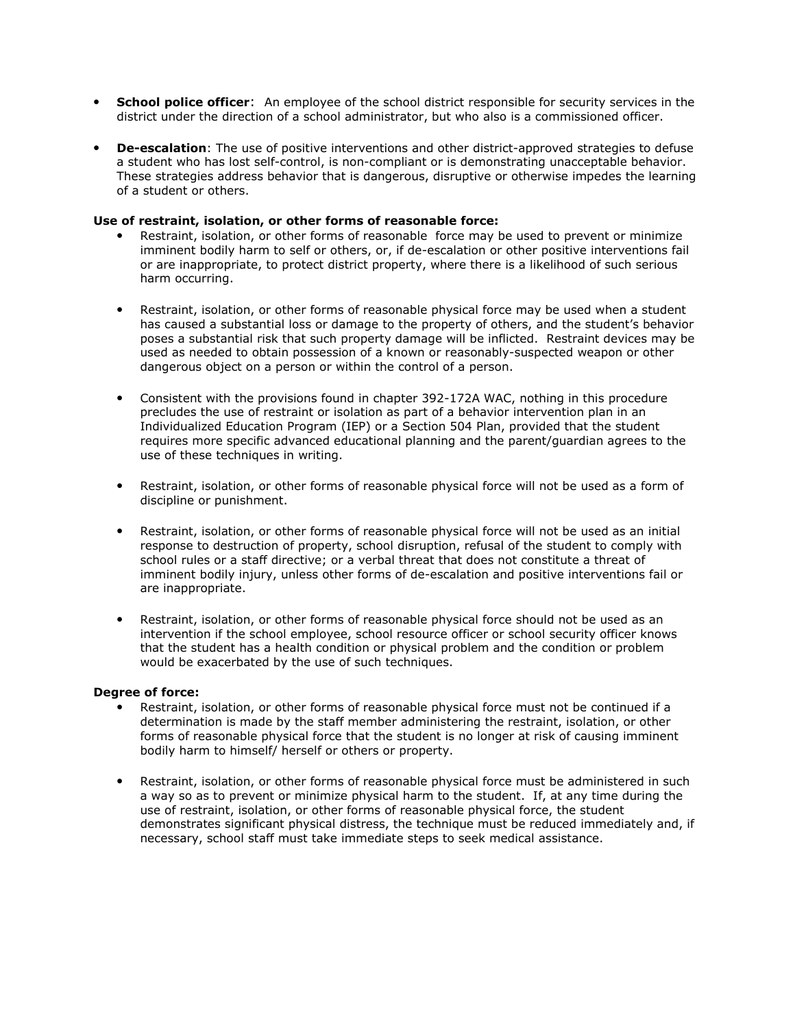- **School police officer**: An employee of the school district responsible for security services in the district under the direction of a school administrator, but who also is a commissioned officer.

- **De-escalation**: The use of positive interventions and other district-approved strategies to defuse a student who has lost self-control, is non-compliant or is demonstrating unacceptable behavior. These strategies address behavior that is dangerous, disruptive or otherwise impedes the learning of a student or others.

**Use of restraint, isolation, or other forms of reasonable force:**

- Restraint, isolation, or other forms of reasonable force may be used to prevent or minimize imminent bodily harm to self or others, or, if de-escalation or other positive interventions fail or are inappropriate, to protect district property, where there is a likelihood of such serious harm occurring.

- Restraint, isolation, or other forms of reasonable physical force may be used when a student has caused a substantial loss or damage to the property of others, and the student's behavior poses a substantial risk that such property damage will be inflicted. Restraint devices may be used as needed to obtain possession of a known or reasonably-suspected weapon or other dangerous object on a person or within the control of a person.

- Consistent with the provisions found in chapter 392-172A WAC, nothing in this procedure precludes the use of restraint or isolation as part of a behavior intervention plan in an Individualized Education Program (IEP) or a Section 504 Plan, provided that the student requires more specific advanced educational planning and the parent/guardian agrees to the use of these techniques in writing.

- Restraint, isolation, or other forms of reasonable physical force will not be used as a form of discipline or punishment.

- Restraint, isolation, or other forms of reasonable physical force will not be used as an initial response to destruction of property, school disruption, refusal of the student to comply with school rules or a staff directive; or a verbal threat that does not constitute a threat of imminent bodily injury, unless other forms of de-escalation and positive interventions fail or are inappropriate.

- Restraint, isolation, or other forms of reasonable physical force should not be used as an intervention if the school employee, school resource officer or school security officer knows that the student has a health condition or physical problem and the condition or problem would be exacerbated by the use of such techniques.

**Degree of force:**

- Restraint, isolation, or other forms of reasonable physical force must not be continued if a determination is made by the staff member administering the restraint, isolation, or other forms of reasonable physical force that the student is no longer at risk of causing imminent bodily harm to himself/ herself or others or property.

- Restraint, isolation, or other forms of reasonable physical force must be administered in such a way so as to prevent or minimize physical harm to the student. If, at any time during the use of restraint, isolation, or other forms of reasonable physical force, the student demonstrates significant physical distress, the technique must be reduced immediately and, if necessary, school staff must take immediate steps to seek medical assistance.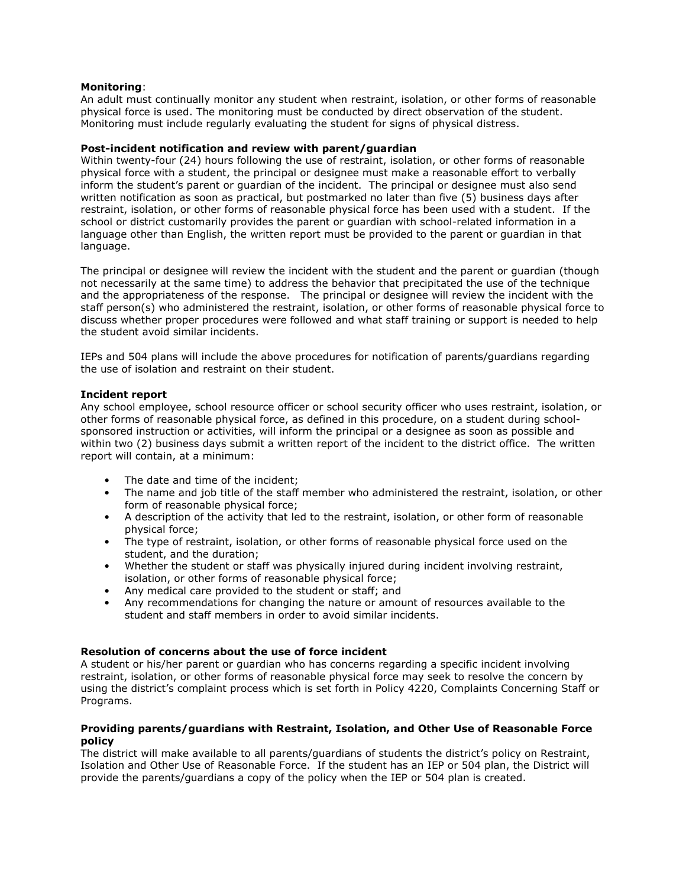**Monitoring**:
An adult must continually monitor any student when restraint, isolation, or other forms of reasonable physical force is used. The monitoring must be conducted by direct observation of the student. Monitoring must include regularly evaluating the student for signs of physical distress.

**Post-incident notification and review with parent/guardian**
Within twenty-four (24) hours following the use of restraint, isolation, or other forms of reasonable physical force with a student, the principal or designee must make a reasonable effort to verbally inform the student's parent or guardian of the incident. The principal or designee must also send written notification as soon as practical, but postmarked no later than five (5) business days after restraint, isolation, or other forms of reasonable physical force has been used with a student. If the school or district customarily provides the parent or guardian with school-related information in a language other than English, the written report must be provided to the parent or guardian in that language.

The principal or designee will review the incident with the student and the parent or guardian (though not necessarily at the same time) to address the behavior that precipitated the use of the technique and the appropriateness of the response. The principal or designee will review the incident with the staff person(s) who administered the restraint, isolation, or other forms of reasonable physical force to discuss whether proper procedures were followed and what staff training or support is needed to help the student avoid similar incidents.

IEPs and 504 plans will include the above procedures for notification of parents/guardians regarding the use of isolation and restraint on their student.

**Incident report**
Any school employee, school resource officer or school security officer who uses restraint, isolation, or other forms of reasonable physical force, as defined in this procedure, on a student during school-sponsored instruction or activities, will inform the principal or a designee as soon as possible and within two (2) business days submit a written report of the incident to the district office. The written report will contain, at a minimum:

- The date and time of the incident;
- The name and job title of the staff member who administered the restraint, isolation, or other form of reasonable physical force;
- A description of the activity that led to the restraint, isolation, or other form of reasonable physical force;
- The type of restraint, isolation, or other forms of reasonable physical force used on the student, and the duration;
- Whether the student or staff was physically injured during incident involving restraint, isolation, or other forms of reasonable physical force;
- Any medical care provided to the student or staff; and
- Any recommendations for changing the nature or amount of resources available to the student and staff members in order to avoid similar incidents.

**Resolution of concerns about the use of force incident**
A student or his/her parent or guardian who has concerns regarding a specific incident involving restraint, isolation, or other forms of reasonable physical force may seek to resolve the concern by using the district's complaint process which is set forth in Policy 4220, Complaints Concerning Staff or Programs.

**Providing parents/guardians with Restraint, Isolation, and Other Use of Reasonable Force policy**
The district will make available to all parents/guardians of students the district's policy on Restraint, Isolation and Other Use of Reasonable Force. If the student has an IEP or 504 plan, the District will provide the parents/guardians a copy of the policy when the IEP or 504 plan is created.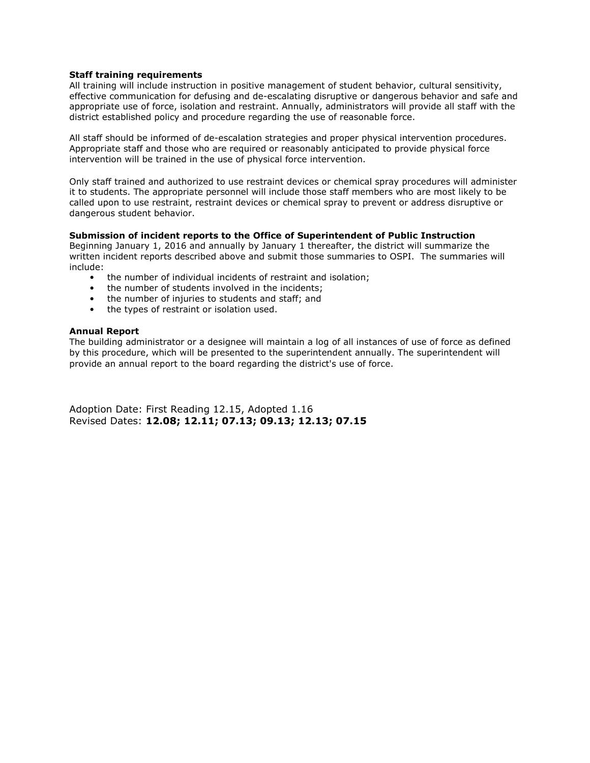**Staff training requirements**
All training will include instruction in positive management of student behavior, cultural sensitivity, effective communication for defusing and de-escalating disruptive or dangerous behavior and safe and appropriate use of force, isolation and restraint. Annually, administrators will provide all staff with the district established policy and procedure regarding the use of reasonable force.

All staff should be informed of de-escalation strategies and proper physical intervention procedures. Appropriate staff and those who are required or reasonably anticipated to provide physical force intervention will be trained in the use of physical force intervention.

Only staff trained and authorized to use restraint devices or chemical spray procedures will administer it to students. The appropriate personnel will include those staff members who are most likely to be called upon to use restraint, restraint devices or chemical spray to prevent or address disruptive or dangerous student behavior.

**Submission of incident reports to the Office of Superintendent of Public Instruction**
Beginning January 1, 2016 and annually by January 1 thereafter, the district will summarize the written incident reports described above and submit those summaries to OSPI. The summaries will include:

- the number of individual incidents of restraint and isolation;
- the number of students involved in the incidents;
- the number of injuries to students and staff; and
- the types of restraint or isolation used.

**Annual Report**
The building administrator or a designee will maintain a log of all instances of use of force as defined by this procedure, which will be presented to the superintendent annually. The superintendent will provide an annual report to the board regarding the district's use of force.

Adoption Date: First Reading 12.15, Adopted 1.16
Revised Dates: **12.08; 12.11; 07.13; 09.13; 12.13; 07.15**